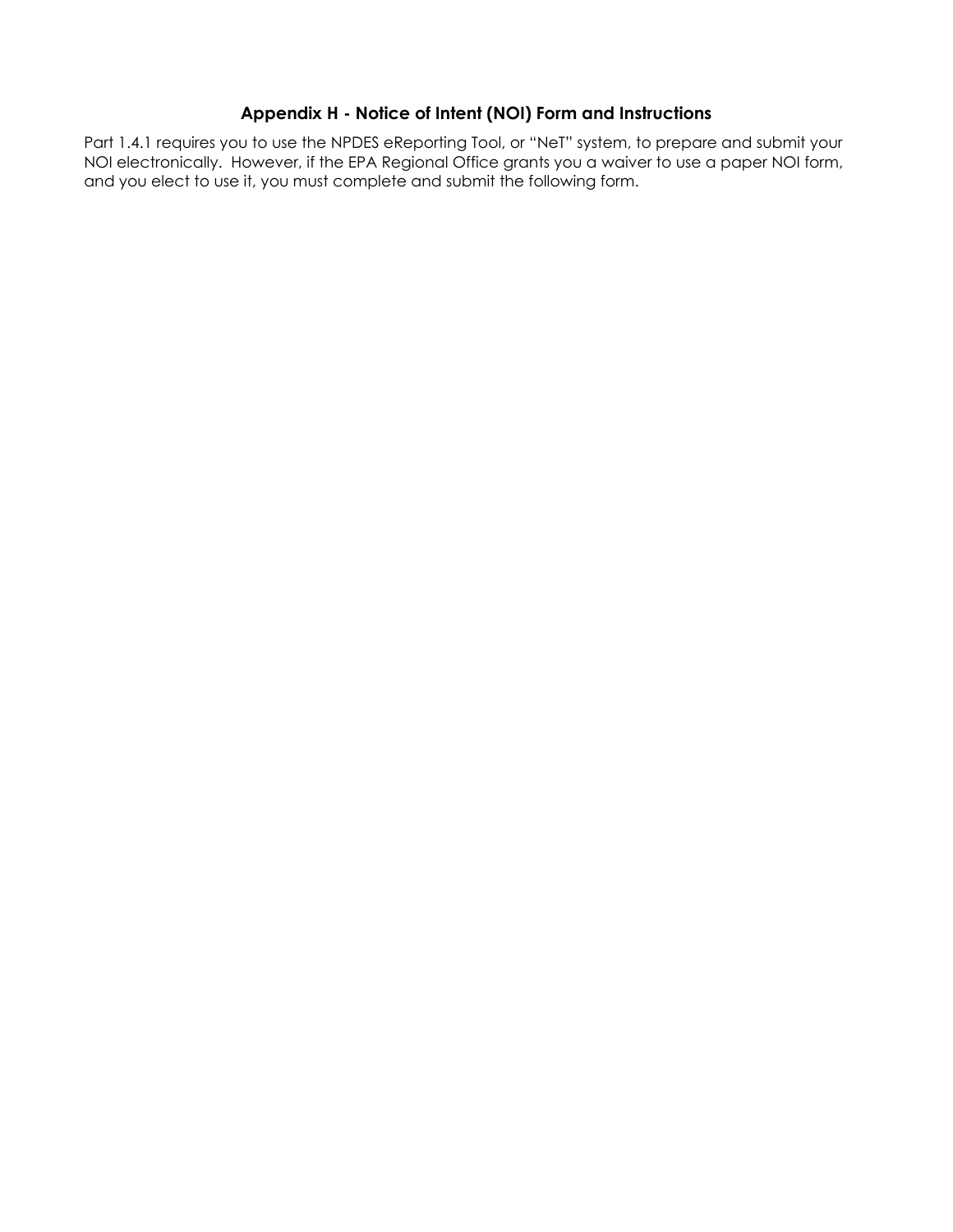## Appendix H - Notice of Intent (NOI) Form and Instructions

Part 1.4.1 requires you to use the NPDES eReporting Tool, or "NeT" system, to prepare and submit your NOI electronically. However, if the EPA Regional Office grants you a waiver to use a paper NOI form, and you elect to use it, you must complete and submit the following form.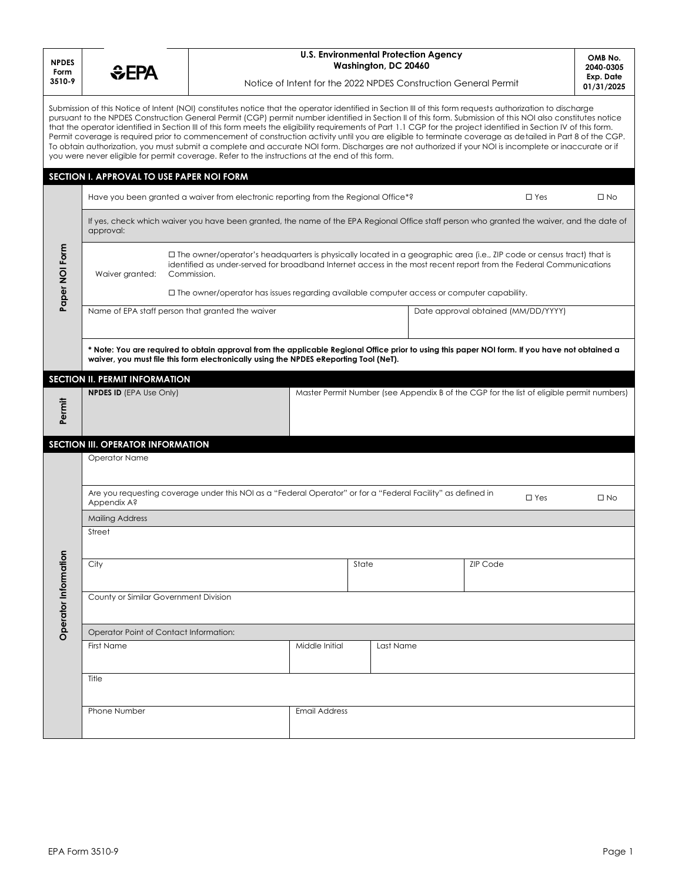| NPDES Form 3510-9 | EPA | U.S. Environmental Protection Agency Washington, DC 20460 Notice of Intent for the 2022 NPDES Construction General Permit | OMB No. 2040-0305 Exp. Date 01/31/2025 |
|---|---|---|---|

Submission of this Notice of Intent (NOI) constitutes notice that the operator identified in Section III of this form requests authorization to discharge pursuant to the NPDES Construction General Permit (CGP) permit number identified in Section II of this form. Submission of this NOI also constitutes notice that the operator identified in Section III of this form meets the eligibility requirements of Part 1.1 CGP for the project identified in Section IV of this form. Permit coverage is required prior to commencement of construction activity until you are eligible to terminate coverage as detailed in Part 8 of the CGP. To obtain authorization, you must submit a complete and accurate NOI form. Discharges are not authorized if your NOI is incomplete or inaccurate or if you were never eligible for permit coverage. Refer to the instructions at the end of this form.

## SECTION I. APPROVAL TO USE PAPER NOI FORM

**Paper NOI Form**

Have you been granted a waiver from electronic reporting from the Regional Office*? ☐ Yes ☐ No

If yes, check which waiver you have been granted, the name of the EPA Regional Office staff person who granted the waiver, and the date of approval:

Waiver granted:

☐ The owner/operator's headquarters is physically located in a geographic area (i.e., ZIP code or census tract) that is identified as under-served for broadband Internet access in the most recent report from the Federal Communications Commission.

☐ The owner/operator has issues regarding available computer access or computer capability.

| Name of EPA staff person that granted the waiver | Date approval obtained (MM/DD/YYYY) |
|---|---|
| | |

**\* Note: You are required to obtain approval from the applicable Regional Office prior to using this paper NOI form. If you have not obtained a waiver, you must file this form electronically using the NPDES eReporting Tool (NeT).**

## SECTION II. PERMIT INFORMATION

**Permit**

| **NPDES ID** (EPA Use Only) | Master Permit Number (see Appendix B of the CGP for the list of eligible permit numbers) |
|---|---|
| | |

## SECTION III. OPERATOR INFORMATION

**Operator Information**

Operator Name

Are you requesting coverage under this NOI as a "Federal Operator" or for a "Federal Facility" as defined in Appendix A? ☐ Yes ☐ No

Mailing Address

Street

| City | State | ZIP Code |
|---|---|---|
| | | |

County or Similar Government Division

Operator Point of Contact Information:

| First Name | Middle Initial | Last Name |
|---|---|---|
| | | |

Title

| Phone Number | Email Address |
|---|---|
| | |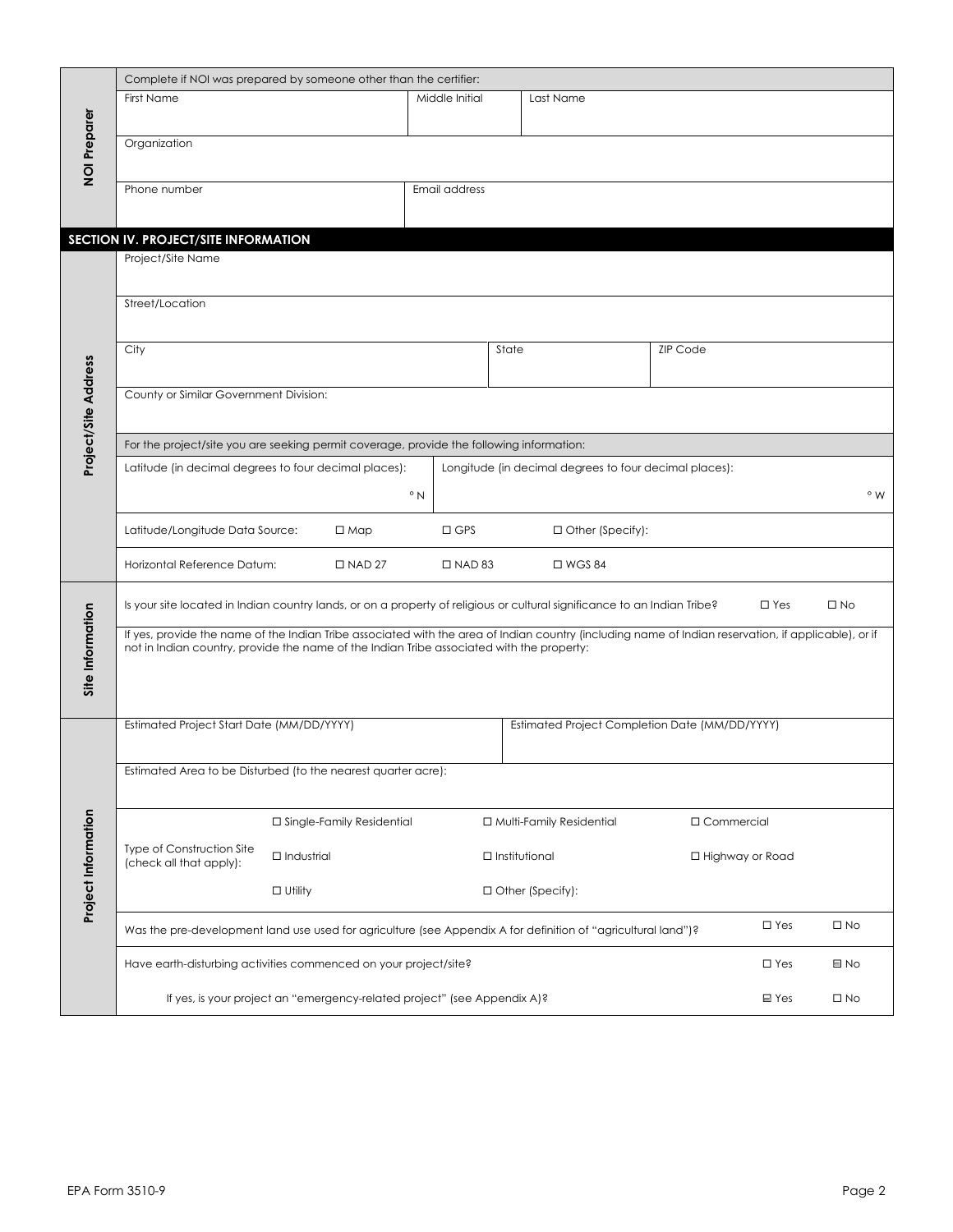## NOI Preparer

Complete if NOI was prepared by someone other than the certifier:

| First Name | Middle Initial | Last Name |
|---|---|---|
| | | |

| Organization |
|---|
| |

| Phone number | Email address |
|---|---|
| | |

## SECTION IV. PROJECT/SITE INFORMATION

### Project/Site Address

| Project/Site Name |
|---|
| |

| Street/Location |
|---|
| |

| City | State | ZIP Code |
|---|---|---|
| | | |

| County or Similar Government Division: |
|---|
| |

For the project/site you are seeking permit coverage, provide the following information:

| Latitude (in decimal degrees to four decimal places): | Longitude (in decimal degrees to four decimal places): |
|---|---|
| ° N | ° W |

Latitude/Longitude Data Source: ☐ Map ☐ GPS ☐ Other (Specify):

Horizontal Reference Datum: ☐ NAD 27 ☐ NAD 83 ☐ WGS 84

### Site Information

Is your site located in Indian country lands, or on a property of religious or cultural significance to an Indian Tribe? ☐ Yes ☐ No

If yes, provide the name of the Indian Tribe associated with the area of Indian country (including name of Indian reservation, if applicable), or if not in Indian country, provide the name of the Indian Tribe associated with the property:

### Project Information

| Estimated Project Start Date (MM/DD/YYYY) | Estimated Project Completion Date (MM/DD/YYYY) |
|---|---|
| | |

Estimated Area to be Disturbed (to the nearest quarter acre):

| Type of Construction Site (check all that apply): | | | |
|---|---|---|---|
| | ☐ Single-Family Residential | ☐ Multi-Family Residential | ☐ Commercial |
| | ☐ Industrial | ☐ Institutional | ☐ Highway or Road |
| | ☐ Utility | ☐ Other (Specify): | |

Was the pre-development land use used for agriculture (see Appendix A for definition of "agricultural land")? ☐ Yes ☐ No

Have earth-disturbing activities commenced on your project/site? ☐ Yes ☐ No

If yes, is your project an "emergency-related project" (see Appendix A)? ☐ Yes ☐ No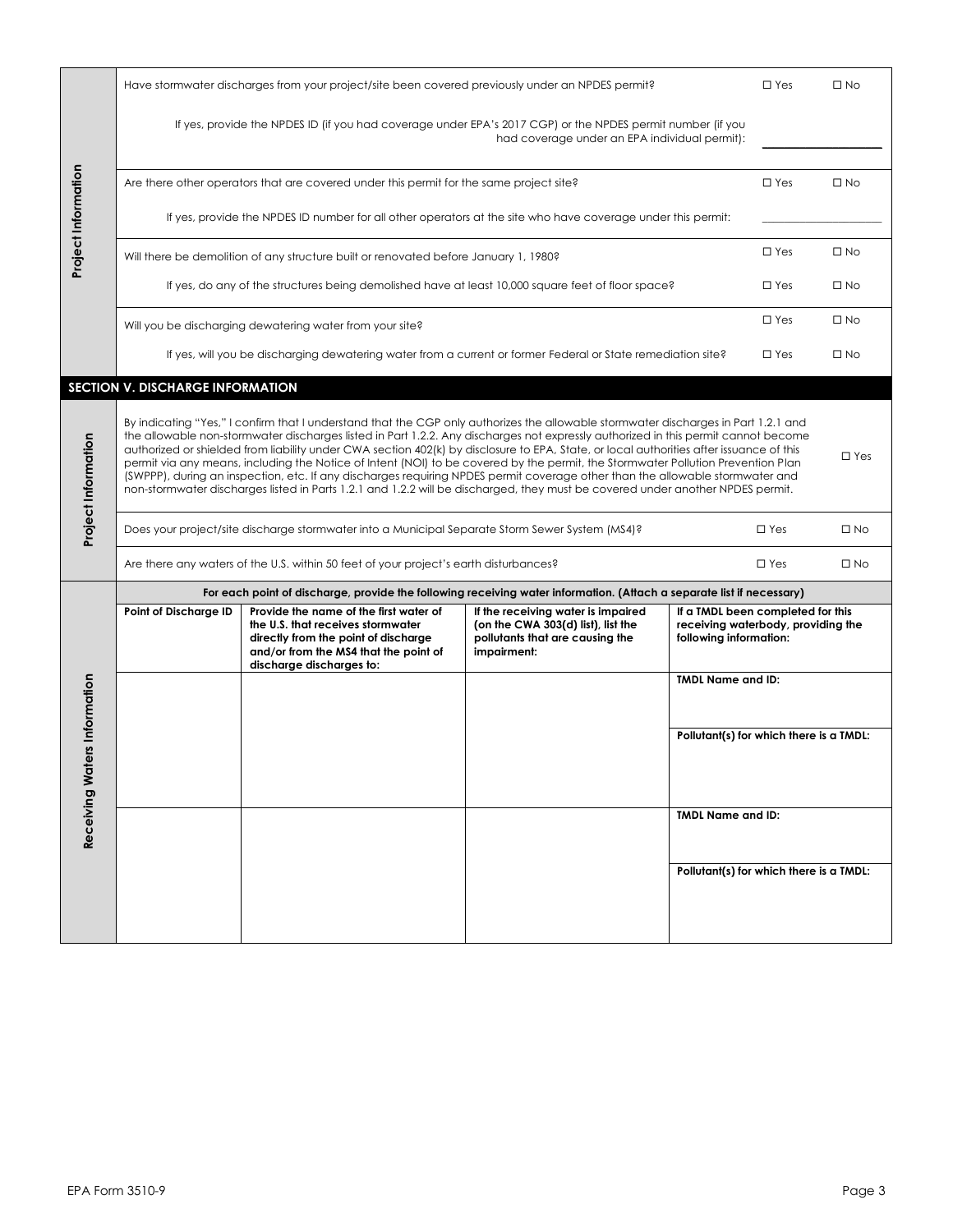**Project Information**

| Question | | |
|---|---|---|
| Have stormwater discharges from your project/site been covered previously under an NPDES permit? | ☐ Yes | ☐ No |
| If yes, provide the NPDES ID (if you had coverage under EPA's 2017 CGP) or the NPDES permit number (if you had coverage under an EPA individual permit): | ________ | |
| Are there other operators that are covered under this permit for the same project site? | ☐ Yes | ☐ No |
| If yes, provide the NPDES ID number for all other operators at the site who have coverage under this permit: | ________ | |
| Will there be demolition of any structure built or renovated before January 1, 1980? | ☐ Yes | ☐ No |
| If yes, do any of the structures being demolished have at least 10,000 square feet of floor space? | ☐ Yes | ☐ No |
| Will you be discharging dewatering water from your site? | ☐ Yes | ☐ No |
| If yes, will you be discharging dewatering water from a current or former Federal or State remediation site? | ☐ Yes | ☐ No |

## SECTION V. DISCHARGE INFORMATION

**Project Information**

| Question | | |
|---|---|---|
| By indicating "Yes," I confirm that I understand that the CGP only authorizes the allowable stormwater discharges in Part 1.2.1 and the allowable non-stormwater discharges listed in Part 1.2.2. Any discharges not expressly authorized in this permit cannot become authorized or shielded from liability under CWA section 402(k) by disclosure to EPA, State, or local authorities after issuance of this permit via any means, including the Notice of Intent (NOI) to be covered by the permit, the Stormwater Pollution Prevention Plan (SWPPP), during an inspection, etc. If any discharges requiring NPDES permit coverage other than the allowable stormwater and non-stormwater discharges listed in Parts 1.2.1 and 1.2.2 will be discharged, they must be covered under another NPDES permit. | ☐ Yes | |
| Does your project/site discharge stormwater into a Municipal Separate Storm Sewer System (MS4)? | ☐ Yes | ☐ No |
| Are there any waters of the U.S. within 50 feet of your project's earth disturbances? | ☐ Yes | ☐ No |

**Receiving Waters Information**

**For each point of discharge, provide the following receiving water information. (Attach a separate list if necessary)**

| Point of Discharge ID | Provide the name of the first water of the U.S. that receives stormwater directly from the point of discharge and/or from the MS4 that the point of discharge discharges to: | If the receiving water is impaired (on the CWA 303(d) list), list the pollutants that are causing the impairment: | If a TMDL been completed for this receiving waterbody, providing the following information: |
|---|---|---|---|
| | | | **TMDL Name and ID:** |
| | | | **Pollutant(s) for which there is a TMDL:** |
| | | | **TMDL Name and ID:** |
| | | | **Pollutant(s) for which there is a TMDL:** |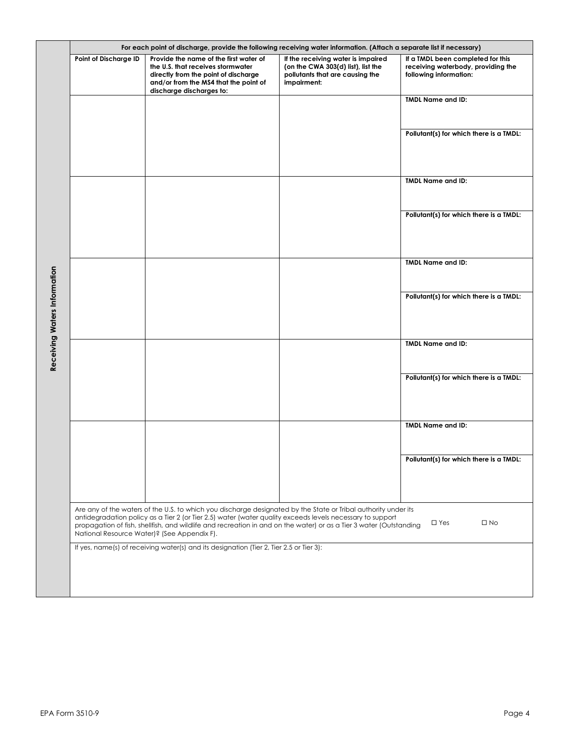## Receiving Waters Information

**For each point of discharge, provide the following receiving water information. (Attach a separate list if necessary)**

| Point of Discharge ID | Provide the name of the first water of the U.S. that receives stormwater directly from the point of discharge and/or from the MS4 that the point of discharge discharges to: | If the receiving water is impaired (on the CWA 303(d) list), list the pollutants that are causing the impairment: | If a TMDL been completed for this receiving waterbody, providing the following information: |
|---|---|---|---|
| | | | **TMDL Name and ID:**<br><br>**Pollutant(s) for which there is a TMDL:** |
| | | | **TMDL Name and ID:**<br><br>**Pollutant(s) for which there is a TMDL:** |
| | | | **TMDL Name and ID:**<br><br>**Pollutant(s) for which there is a TMDL:** |
| | | | **TMDL Name and ID:**<br><br>**Pollutant(s) for which there is a TMDL:** |
| | | | **TMDL Name and ID:**<br><br>**Pollutant(s) for which there is a TMDL:** |

Are any of the waters of the U.S. to which you discharge designated by the State or Tribal authority under its antidegradation policy as a Tier 2 (or Tier 2.5) water (water quality exceeds levels necessary to support propagation of fish, shellfish, and wildlife and recreation in and on the water) or as a Tier 3 water (Outstanding National Resource Water)? (See Appendix F). ☐ Yes ☐ No

If yes, name(s) of receiving water(s) and its designation (Tier 2, Tier 2.5 or Tier 3):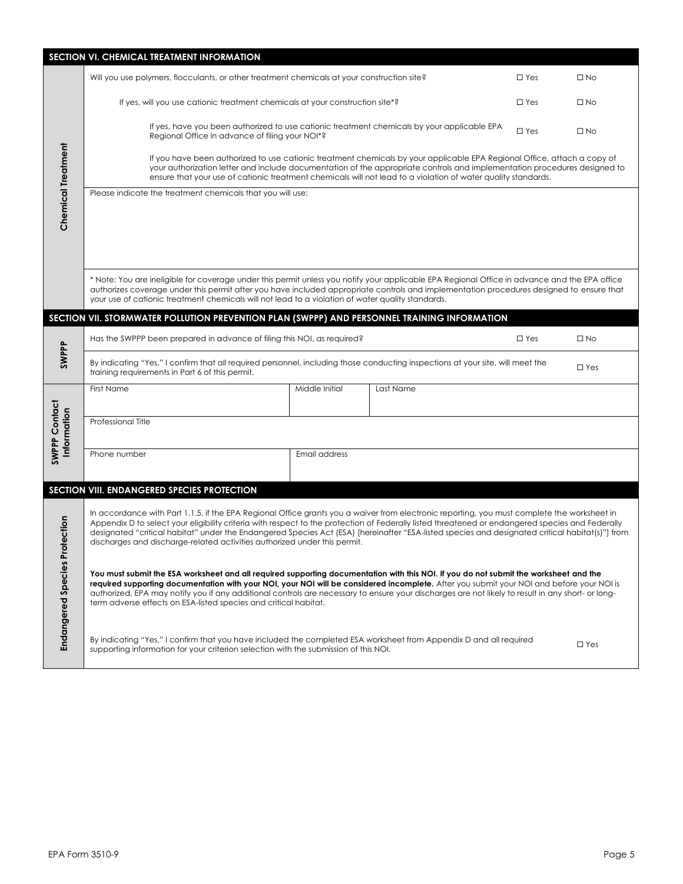## SECTION VI. CHEMICAL TREATMENT INFORMATION

**Chemical Treatment**

| Question | | |
|---|---|---|
| Will you use polymers, flocculants, or other treatment chemicals at your construction site? | ☐ Yes | ☐ No |
| If yes, will you use cationic treatment chemicals at your construction site*? | ☐ Yes | ☐ No |
| If yes, have you been authorized to use cationic treatment chemicals by your applicable EPA Regional Office in advance of filing your NOI*? | ☐ Yes | ☐ No |

If you have been authorized to use cationic treatment chemicals by your applicable EPA Regional Office, attach a copy of your authorization letter and include documentation of the appropriate controls and implementation procedures designed to ensure that your use of cationic treatment chemicals will not lead to a violation of water quality standards.

Please indicate the treatment chemicals that you will use:

\* Note: You are ineligible for coverage under this permit unless you notify your applicable EPA Regional Office in advance and the EPA office authorizes coverage under this permit after you have included appropriate controls and implementation procedures designed to ensure that your use of cationic treatment chemicals will not lead to a violation of water quality standards.

## SECTION VII. STORMWATER POLLUTION PREVENTION PLAN (SWPPP) AND PERSONNEL TRAINING INFORMATION

**SWPPP**

| Question | | |
|---|---|---|
| Has the SWPPP been prepared in advance of filing this NOI, as required? | ☐ Yes | ☐ No |
| By indicating "Yes," I confirm that all required personnel, including those conducting inspections at your site, will meet the training requirements in Part 6 of this permit. | ☐ Yes | |

**SWPPP Contact Information**

| First Name | Middle Initial | Last Name |
|---|---|---|
| | | |

| Professional Title |
|---|
| |

| Phone number | Email address |
|---|---|
| | |

## SECTION VIII. ENDANGERED SPECIES PROTECTION

**Endangered Species Protection**

In accordance with Part 1.1.5, if the EPA Regional Office grants you a waiver from electronic reporting, you must complete the worksheet in Appendix D to select your eligibility criteria with respect to the protection of Federally listed threatened or endangered species and Federally designated "critical habitat" under the Endangered Species Act (ESA) [hereinafter "ESA-listed species and designated critical habitat(s)"] from discharges and discharge-related activities authorized under this permit.

**You must submit the ESA worksheet and all required supporting documentation with this NOI. If you do not submit the worksheet and the required supporting documentation with your NOI, your NOI will be considered incomplete.** After you submit your NOI and before your NOI is authorized, EPA may notify you if any additional controls are necessary to ensure your discharges are not likely to result in any short- or long-term adverse effects on ESA-listed species and critical habitat.

By indicating "Yes," I confirm that you have included the completed ESA worksheet from Appendix D and all required supporting information for your criterion selection with the submission of this NOI. ☐ Yes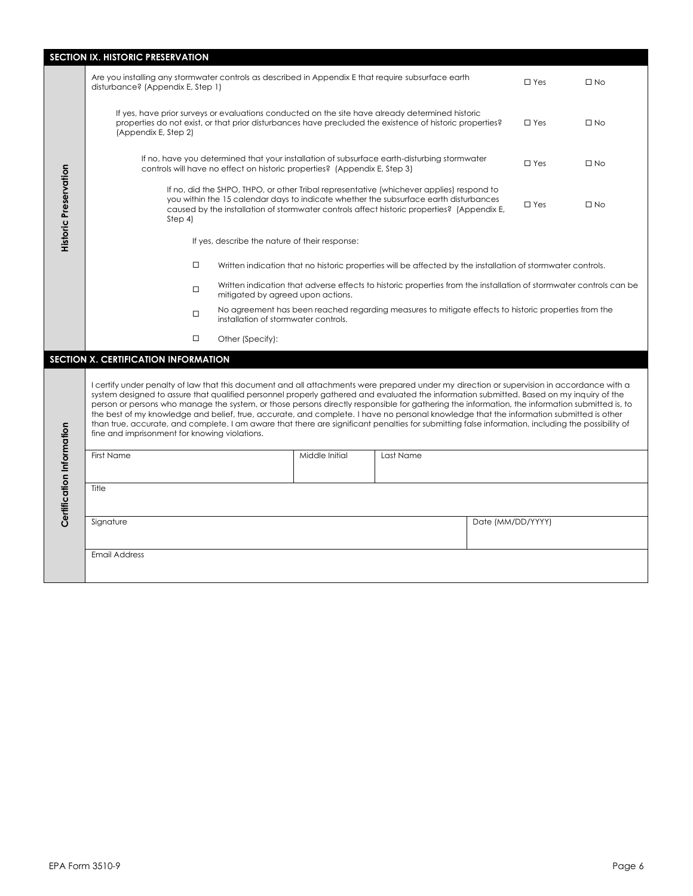## SECTION IX. HISTORIC PRESERVATION

**Historic Preservation**

Are you installing any stormwater controls as described in Appendix E that require subsurface earth disturbance? (Appendix E, Step 1) ☐ Yes ☐ No

If yes, have prior surveys or evaluations conducted on the site have already determined historic properties do not exist, or that prior disturbances have precluded the existence of historic properties? (Appendix E, Step 2) ☐ Yes ☐ No

If no, have you determined that your installation of subsurface earth-disturbing stormwater controls will have no effect on historic properties? (Appendix E, Step 3) ☐ Yes ☐ No

If no, did the SHPO, THPO, or other Tribal representative (whichever applies) respond to you within the 15 calendar days to indicate whether the subsurface earth disturbances caused by the installation of stormwater controls affect historic properties? (Appendix E, Step 4) ☐ Yes ☐ No

If yes, describe the nature of their response:

- ☐ Written indication that no historic properties will be affected by the installation of stormwater controls.
- ☐ Written indication that adverse effects to historic properties from the installation of stormwater controls can be mitigated by agreed upon actions.
- ☐ No agreement has been reached regarding measures to mitigate effects to historic properties from the installation of stormwater controls.
- ☐ Other (Specify):

## SECTION X. CERTIFICATION INFORMATION

**Certification Information**

I certify under penalty of law that this document and all attachments were prepared under my direction or supervision in accordance with a system designed to assure that qualified personnel properly gathered and evaluated the information submitted. Based on my inquiry of the person or persons who manage the system, or those persons directly responsible for gathering the information, the information submitted is, to the best of my knowledge and belief, true, accurate, and complete. I have no personal knowledge that the information submitted is other than true, accurate, and complete. I am aware that there are significant penalties for submitting false information, including the possibility of fine and imprisonment for knowing violations.

| First Name | Middle Initial | Last Name |
|---|---|---|
| | | |

| Title |
|---|
| |

| Signature | Date (MM/DD/YYYY) |
|---|---|
| | |

| Email Address |
|---|
| |

EPA Form 3510-9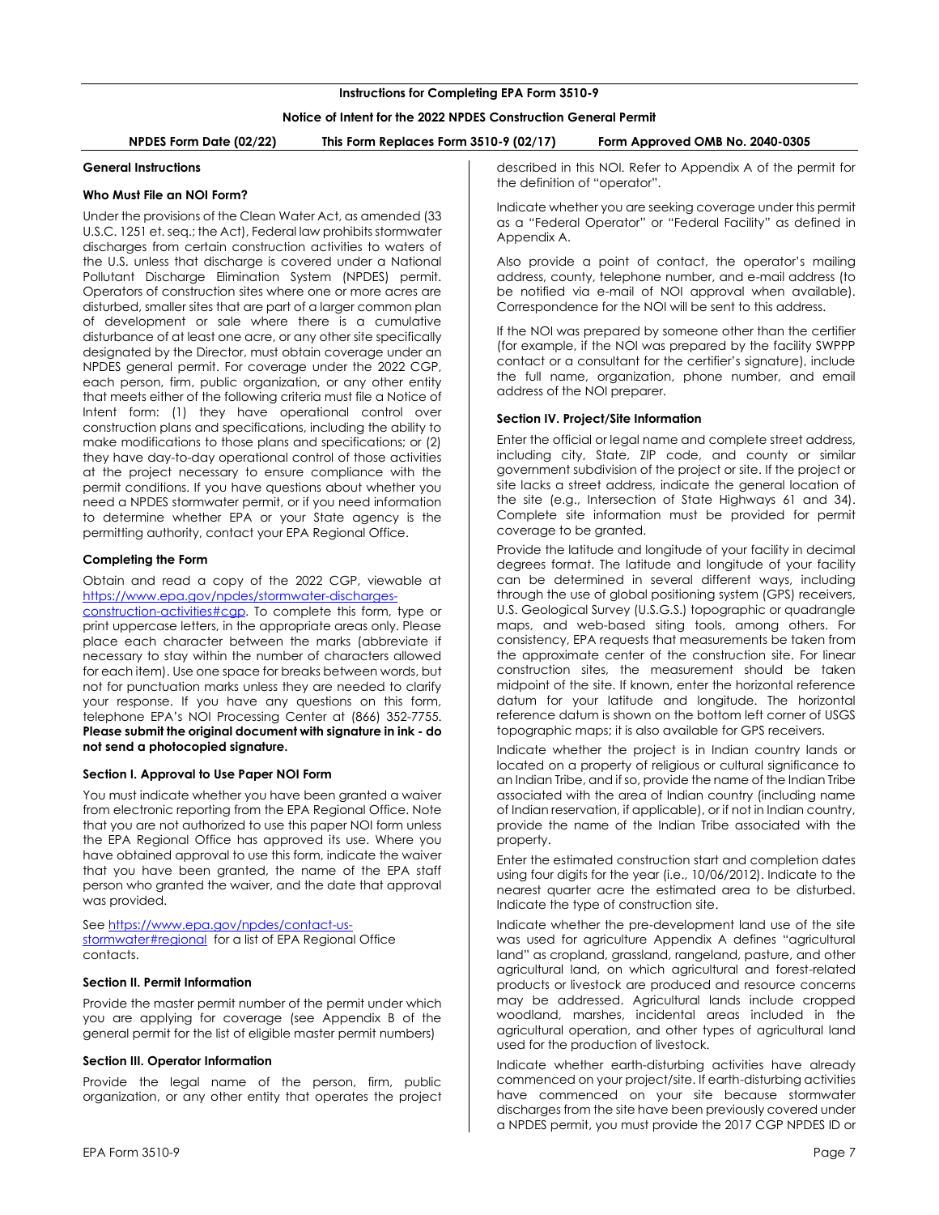## Instructions for Completing EPA Form 3510-9

### Notice of Intent for the 2022 NPDES Construction General Permit

**NPDES Form Date (02/22)** **This Form Replaces Form 3510-9 (02/17)** **Form Approved OMB No. 2040-0305**

### General Instructions

#### Who Must File an NOI Form?

Under the provisions of the Clean Water Act, as amended (33 U.S.C. 1251 et. seq.; the Act), Federal law prohibits stormwater discharges from certain construction activities to waters of the U.S. unless that discharge is covered under a National Pollutant Discharge Elimination System (NPDES) permit. Operators of construction sites where one or more acres are disturbed, smaller sites that are part of a larger common plan of development or sale where there is a cumulative disturbance of at least one acre, or any other site specifically designated by the Director, must obtain coverage under an NPDES general permit. For coverage under the 2022 CGP, each person, firm, public organization, or any other entity that meets either of the following criteria must file a Notice of Intent form: (1) they have operational control over construction plans and specifications, including the ability to make modifications to those plans and specifications; or (2) they have day-to-day operational control of those activities at the project necessary to ensure compliance with the permit conditions. If you have questions about whether you need a NPDES stormwater permit, or if you need information to determine whether EPA or your State agency is the permitting authority, contact your EPA Regional Office.

#### Completing the Form

Obtain and read a copy of the 2022 CGP, viewable at https://www.epa.gov/npdes/stormwater-discharges-construction-activities#cgp. To complete this form, type or print uppercase letters, in the appropriate areas only. Please place each character between the marks (abbreviate if necessary to stay within the number of characters allowed for each item). Use one space for breaks between words, but not for punctuation marks unless they are needed to clarify your response. If you have any questions on this form, telephone EPA's NOI Processing Center at (866) 352-7755. **Please submit the original document with signature in ink - do not send a photocopied signature.**

#### Section I. Approval to Use Paper NOI Form

You must indicate whether you have been granted a waiver from electronic reporting from the EPA Regional Office. Note that you are not authorized to use this paper NOI form unless the EPA Regional Office has approved its use. Where you have obtained approval to use this form, indicate the waiver that you have been granted, the name of the EPA staff person who granted the waiver, and the date that approval was provided.

See https://www.epa.gov/npdes/contact-us-stormwater#regional for a list of EPA Regional Office contacts.

#### Section II. Permit Information

Provide the master permit number of the permit under which you are applying for coverage (see Appendix B of the general permit for the list of eligible master permit numbers)

#### Section III. Operator Information

Provide the legal name of the person, firm, public organization, or any other entity that operates the project described in this NOI. Refer to Appendix A of the permit for the definition of "operator".

Indicate whether you are seeking coverage under this permit as a "Federal Operator" or "Federal Facility" as defined in Appendix A.

Also provide a point of contact, the operator's mailing address, county, telephone number, and e-mail address (to be notified via e-mail of NOI approval when available). Correspondence for the NOI will be sent to this address.

If the NOI was prepared by someone other than the certifier (for example, if the NOI was prepared by the facility SWPPP contact or a consultant for the certifier's signature), include the full name, organization, phone number, and email address of the NOI preparer.

#### Section IV. Project/Site Information

Enter the official or legal name and complete street address, including city, State, ZIP code, and county or similar government subdivision of the project or site. If the project or site lacks a street address, indicate the general location of the site (e.g., Intersection of State Highways 61 and 34). Complete site information must be provided for permit coverage to be granted.

Provide the latitude and longitude of your facility in decimal degrees format. The latitude and longitude of your facility can be determined in several different ways, including through the use of global positioning system (GPS) receivers, U.S. Geological Survey (U.S.G.S.) topographic or quadrangle maps, and web-based siting tools, among others. For consistency, EPA requests that measurements be taken from the approximate center of the construction site. For linear construction sites, the measurement should be taken midpoint of the site. If known, enter the horizontal reference datum for your latitude and longitude. The horizontal reference datum is shown on the bottom left corner of USGS topographic maps; it is also available for GPS receivers.

Indicate whether the project is in Indian country lands or located on a property of religious or cultural significance to an Indian Tribe, and if so, provide the name of the Indian Tribe associated with the area of Indian country (including name of Indian reservation, if applicable), or if not in Indian country, provide the name of the Indian Tribe associated with the property.

Enter the estimated construction start and completion dates using four digits for the year (i.e., 10/06/2012). Indicate to the nearest quarter acre the estimated area to be disturbed. Indicate the type of construction site.

Indicate whether the pre-development land use of the site was used for agriculture Appendix A defines "agricultural land" as cropland, grassland, rangeland, pasture, and other agricultural land, on which agricultural and forest-related products or livestock are produced and resource concerns may be addressed. Agricultural lands include cropped woodland, marshes, incidental areas included in the agricultural operation, and other types of agricultural land used for the production of livestock.

Indicate whether earth-disturbing activities have already commenced on your project/site. If earth-disturbing activities have commenced on your site because stormwater discharges from the site have been previously covered under a NPDES permit, you must provide the 2017 CGP NPDES ID or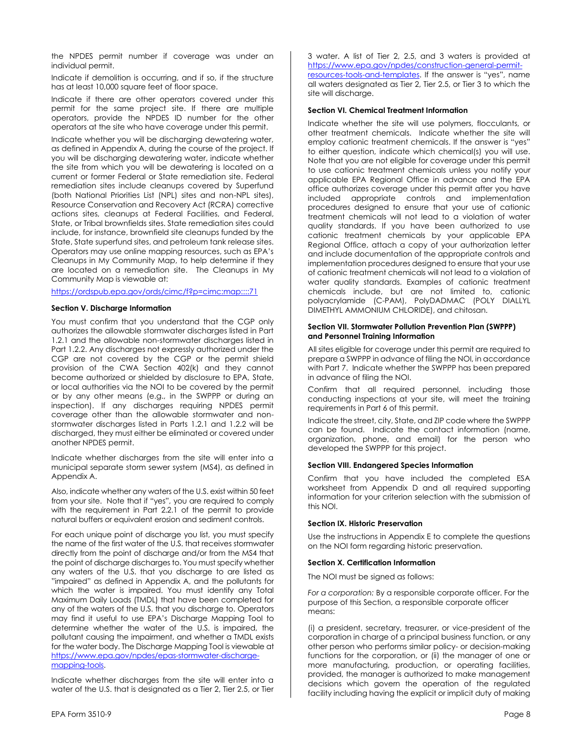the NPDES permit number if coverage was under an individual permit.

Indicate if demolition is occurring, and if so, if the structure has at least 10,000 square feet of floor space.

Indicate if there are other operators covered under this permit for the same project site. If there are multiple operators, provide the NPDES ID number for the other operators at the site who have coverage under this permit.

Indicate whether you will be discharging dewatering water, as defined in Appendix A, during the course of the project. If you will be discharging dewatering water, indicate whether the site from which you will be dewatering is located on a current or former Federal or State remediation site. Federal remediation sites include cleanups covered by Superfund (both National Priorities List (NPL) sites and non-NPL sites), Resource Conservation and Recovery Act (RCRA) corrective actions sites, cleanups at Federal Facilities, and Federal, State, or Tribal brownfields sites. State remediation sites could include, for instance, brownfield site cleanups funded by the State, State superfund sites, and petroleum tank release sites. Operators may use online mapping resources, such as EPA's Cleanups in My Community Map, to help determine if they are located on a remediation site. The Cleanups in My Community Map is viewable at:

https://ordspub.epa.gov/ords/cimc/f?p=cimc:map::::71

**Section V. Discharge Information**

You must confirm that you understand that the CGP only authorizes the allowable stormwater discharges listed in Part 1.2.1 and the allowable non-stormwater discharges listed in Part 1.2.2. Any discharges not expressly authorized under the CGP are not covered by the CGP or the permit shield provision of the CWA Section 402(k) and they cannot become authorized or shielded by disclosure to EPA, State, or local authorities via the NOI to be covered by the permit or by any other means (e.g., in the SWPPP or during an inspection). If any discharges requiring NPDES permit coverage other than the allowable stormwater and non-stormwater discharges listed in Parts 1.2.1 and 1.2.2 will be discharged, they must either be eliminated or covered under another NPDES permit.

Indicate whether discharges from the site will enter into a municipal separate storm sewer system (MS4), as defined in Appendix A.

Also, indicate whether any waters of the U.S. exist within 50 feet from your site. Note that if "yes", you are required to comply with the requirement in Part 2.2.1 of the permit to provide natural buffers or equivalent erosion and sediment controls.

For each unique point of discharge you list, you must specify the name of the first water of the U.S. that receives stormwater directly from the point of discharge and/or from the MS4 that the point of discharge discharges to. You must specify whether any waters of the U.S. that you discharge to are listed as "impaired" as defined in Appendix A, and the pollutants for which the water is impaired. You must identify any Total Maximum Daily Loads (TMDL) that have been completed for any of the waters of the U.S. that you discharge to. Operators may find it useful to use EPA's Discharge Mapping Tool to determine whether the water of the U.S. is impaired, the pollutant causing the impairment, and whether a TMDL exists for the water body. The Discharge Mapping Tool is viewable at https://www.epa.gov/npdes/epas-stormwater-discharge-mapping-tools.

Indicate whether discharges from the site will enter into a water of the U.S. that is designated as a Tier 2, Tier 2.5, or Tier 3 water. A list of Tier 2, 2.5, and 3 waters is provided at https://www.epa.gov/npdes/construction-general-permit-resources-tools-and-templates. If the answer is "yes", name all waters designated as Tier 2, Tier 2.5, or Tier 3 to which the site will discharge.

**Section VI. Chemical Treatment Information**

Indicate whether the site will use polymers, flocculants, or other treatment chemicals. Indicate whether the site will employ cationic treatment chemicals. If the answer is "yes" to either question, indicate which chemical(s) you will use. Note that you are not eligible for coverage under this permit to use cationic treatment chemicals unless you notify your applicable EPA Regional Office in advance and the EPA office authorizes coverage under this permit after you have included appropriate controls and implementation procedures designed to ensure that your use of cationic treatment chemicals will not lead to a violation of water quality standards. If you have been authorized to use cationic treatment chemicals by your applicable EPA Regional Office, attach a copy of your authorization letter and include documentation of the appropriate controls and implementation procedures designed to ensure that your use of cationic treatment chemicals will not lead to a violation of water quality standards. Examples of cationic treatment chemicals include, but are not limited to, cationic polyacrylamide (C-PAM), PolyDADMAC (POLY DIALLYL DIMETHYL AMMONIUM CHLORIDE), and chitosan.

**Section VII. Stormwater Pollution Prevention Plan (SWPPP) and Personnel Training Information**

All sites eligible for coverage under this permit are required to prepare a SWPPP in advance of filing the NOI, in accordance with Part 7. Indicate whether the SWPPP has been prepared in advance of filing the NOI.

Confirm that all required personnel, including those conducting inspections at your site, will meet the training requirements in Part 6 of this permit.

Indicate the street, city, State, and ZIP code where the SWPPP can be found. Indicate the contact information (name, organization, phone, and email) for the person who developed the SWPPP for this project.

**Section VIII. Endangered Species Information**

Confirm that you have included the completed ESA worksheet from Appendix D and all required supporting information for your criterion selection with the submission of this NOI.

**Section IX. Historic Preservation**

Use the instructions in Appendix E to complete the questions on the NOI form regarding historic preservation.

**Section X. Certification Information**

The NOI must be signed as follows:

*For a corporation:* By a responsible corporate officer. For the purpose of this Section, a responsible corporate officer means:

(i) a president, secretary, treasurer, or vice-president of the corporation in charge of a principal business function, or any other person who performs similar policy- or decision-making functions for the corporation, or (ii) the manager of one or more manufacturing, production, or operating facilities, provided, the manager is authorized to make management decisions which govern the operation of the regulated facility including having the explicit or implicit duty of making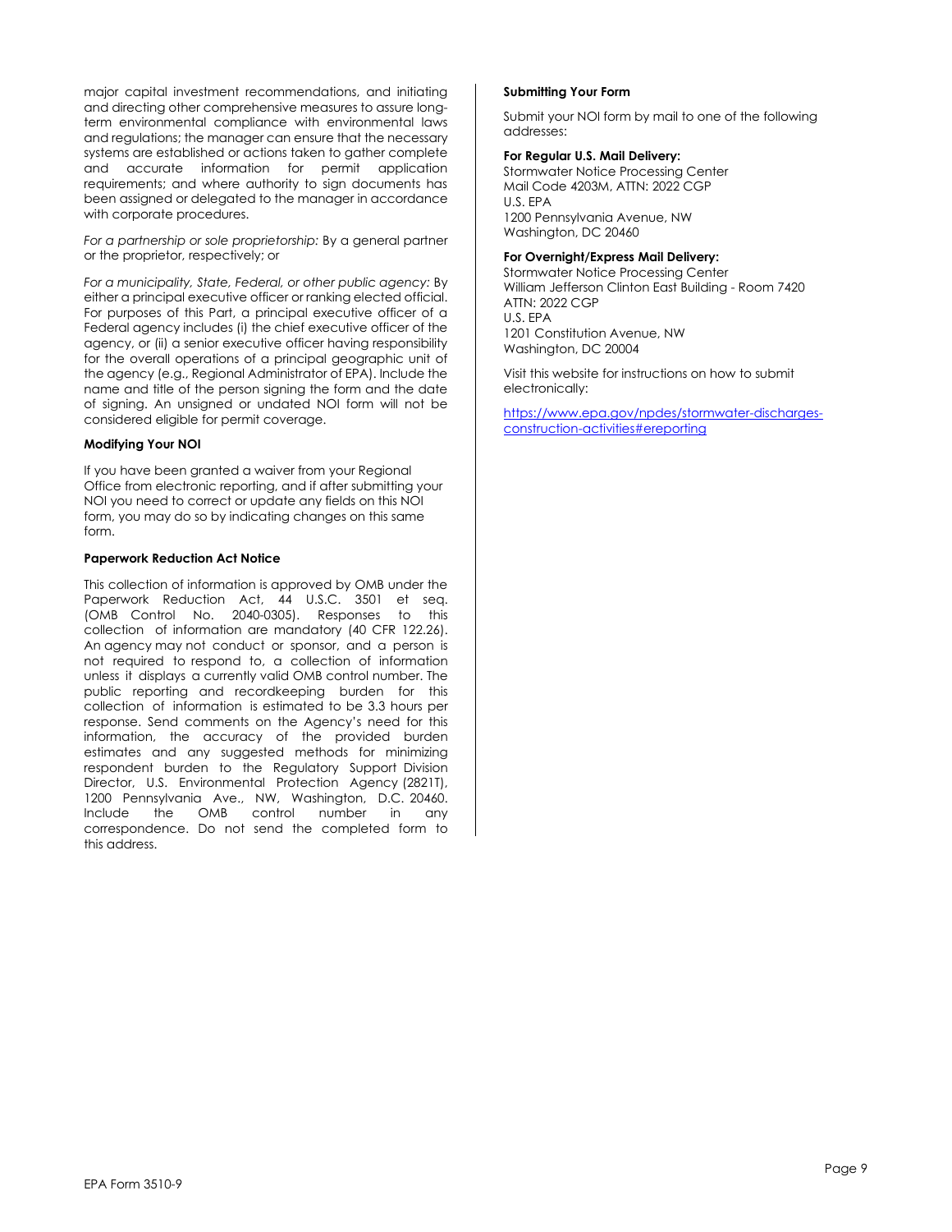major capital investment recommendations, and initiating and directing other comprehensive measures to assure long-term environmental compliance with environmental laws and regulations; the manager can ensure that the necessary systems are established or actions taken to gather complete and accurate information for permit application requirements; and where authority to sign documents has been assigned or delegated to the manager in accordance with corporate procedures.

*For a partnership or sole proprietorship:* By a general partner or the proprietor, respectively; or

*For a municipality, State, Federal, or other public agency:* By either a principal executive officer or ranking elected official. For purposes of this Part, a principal executive officer of a Federal agency includes (i) the chief executive officer of the agency, or (ii) a senior executive officer having responsibility for the overall operations of a principal geographic unit of the agency (e.g., Regional Administrator of EPA). Include the name and title of the person signing the form and the date of signing. An unsigned or undated NOI form will not be considered eligible for permit coverage.

**Modifying Your NOI**

If you have been granted a waiver from your Regional Office from electronic reporting, and if after submitting your NOI you need to correct or update any fields on this NOI form, you may do so by indicating changes on this same form.

**Paperwork Reduction Act Notice**

This collection of information is approved by OMB under the Paperwork Reduction Act, 44 U.S.C. 3501 et seq. (OMB Control No. 2040-0305). Responses to this collection of information are mandatory (40 CFR 122.26). An agency may not conduct or sponsor, and a person is not required to respond to, a collection of information unless it displays a currently valid OMB control number. The public reporting and recordkeeping burden for this collection of information is estimated to be 3.3 hours per response. Send comments on the Agency's need for this information, the accuracy of the provided burden estimates and any suggested methods for minimizing respondent burden to the Regulatory Support Division Director, U.S. Environmental Protection Agency (2821T), 1200 Pennsylvania Ave., NW, Washington, D.C. 20460. Include the OMB control number in any correspondence. Do not send the completed form to this address.

**Submitting Your Form**

Submit your NOI form by mail to one of the following addresses:

**For Regular U.S. Mail Delivery:**
Stormwater Notice Processing Center
Mail Code 4203M, ATTN: 2022 CGP
U.S. EPA
1200 Pennsylvania Avenue, NW
Washington, DC 20460

**For Overnight/Express Mail Delivery:**
Stormwater Notice Processing Center
William Jefferson Clinton East Building - Room 7420
ATTN: 2022 CGP
U.S. EPA
1201 Constitution Avenue, NW
Washington, DC 20004

Visit this website for instructions on how to submit electronically:

https://www.epa.gov/npdes/stormwater-discharges-construction-activities#ereporting

EPA Form 3510-9